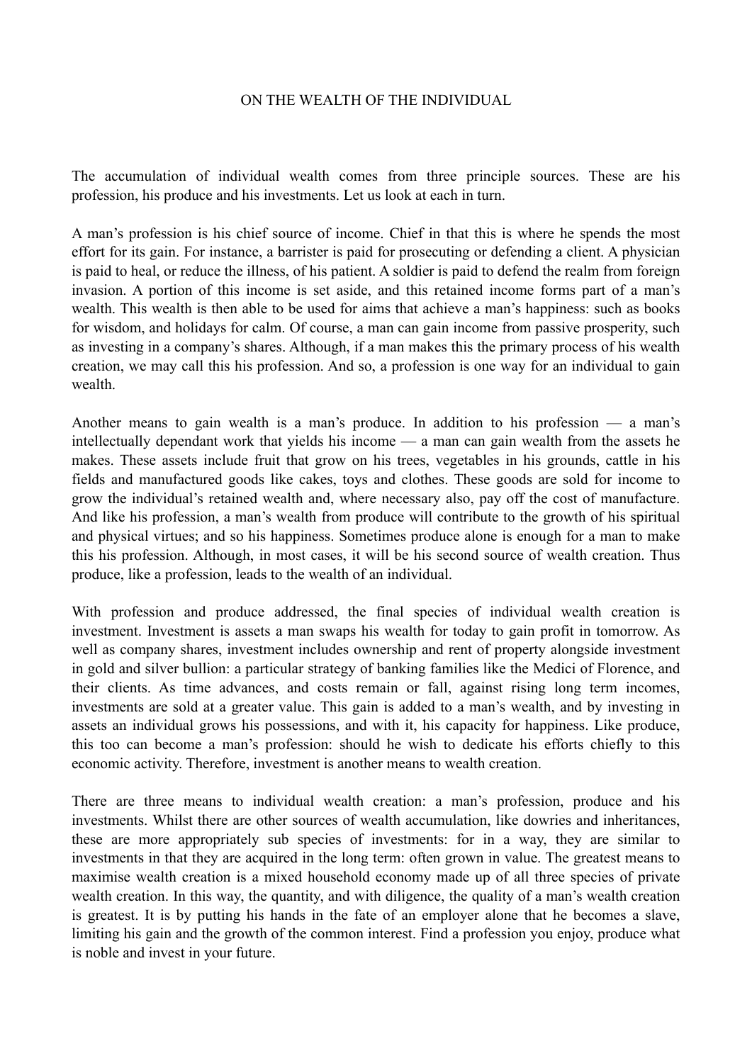# ON THE WEALTH OF THE INDIVIDUAL

The accumulation of individual wealth comes from three principle sources. These are his profession, his produce and his investments. Let us look at each in turn.

A man's profession is his chief source of income. Chief in that this is where he spends the most effort for its gain. For instance, a barrister is paid for prosecuting or defending a client. A physician is paid to heal, or reduce the illness, of his patient. A soldier is paid to defend the realm from foreign invasion. A portion of this income is set aside, and this retained income forms part of a man's wealth. This wealth is then able to be used for aims that achieve a man's happiness: such as books for wisdom, and holidays for calm. Of course, a man can gain income from passive prosperity, such as investing in a company's shares. Although, if a man makes this the primary process of his wealth creation, we may call this his profession. And so, a profession is one way for an individual to gain wealth.

Another means to gain wealth is a man's produce. In addition to his profession — a man's intellectually dependant work that yields his income — a man can gain wealth from the assets he makes. These assets include fruit that grow on his trees, vegetables in his grounds, cattle in his fields and manufactured goods like cakes, toys and clothes. These goods are sold for income to grow the individual's retained wealth and, where necessary also, pay off the cost of manufacture. And like his profession, a man's wealth from produce will contribute to the growth of his spiritual and physical virtues; and so his happiness. Sometimes produce alone is enough for a man to make this his profession. Although, in most cases, it will be his second source of wealth creation. Thus produce, like a profession, leads to the wealth of an individual.

With profession and produce addressed, the final species of individual wealth creation is investment. Investment is assets a man swaps his wealth for today to gain profit in tomorrow. As well as company shares, investment includes ownership and rent of property alongside investment in gold and silver bullion: a particular strategy of banking families like the Medici of Florence, and their clients. As time advances, and costs remain or fall, against rising long term incomes, investments are sold at a greater value. This gain is added to a man's wealth, and by investing in assets an individual grows his possessions, and with it, his capacity for happiness. Like produce, this too can become a man's profession: should he wish to dedicate his efforts chiefly to this economic activity. Therefore, investment is another means to wealth creation.

There are three means to individual wealth creation: a man's profession, produce and his investments. Whilst there are other sources of wealth accumulation, like dowries and inheritances, these are more appropriately sub species of investments: for in a way, they are similar to investments in that they are acquired in the long term: often grown in value. The greatest means to maximise wealth creation is a mixed household economy made up of all three species of private wealth creation. In this way, the quantity, and with diligence, the quality of a man's wealth creation is greatest. It is by putting his hands in the fate of an employer alone that he becomes a slave, limiting his gain and the growth of the common interest. Find a profession you enjoy, produce what is noble and invest in your future.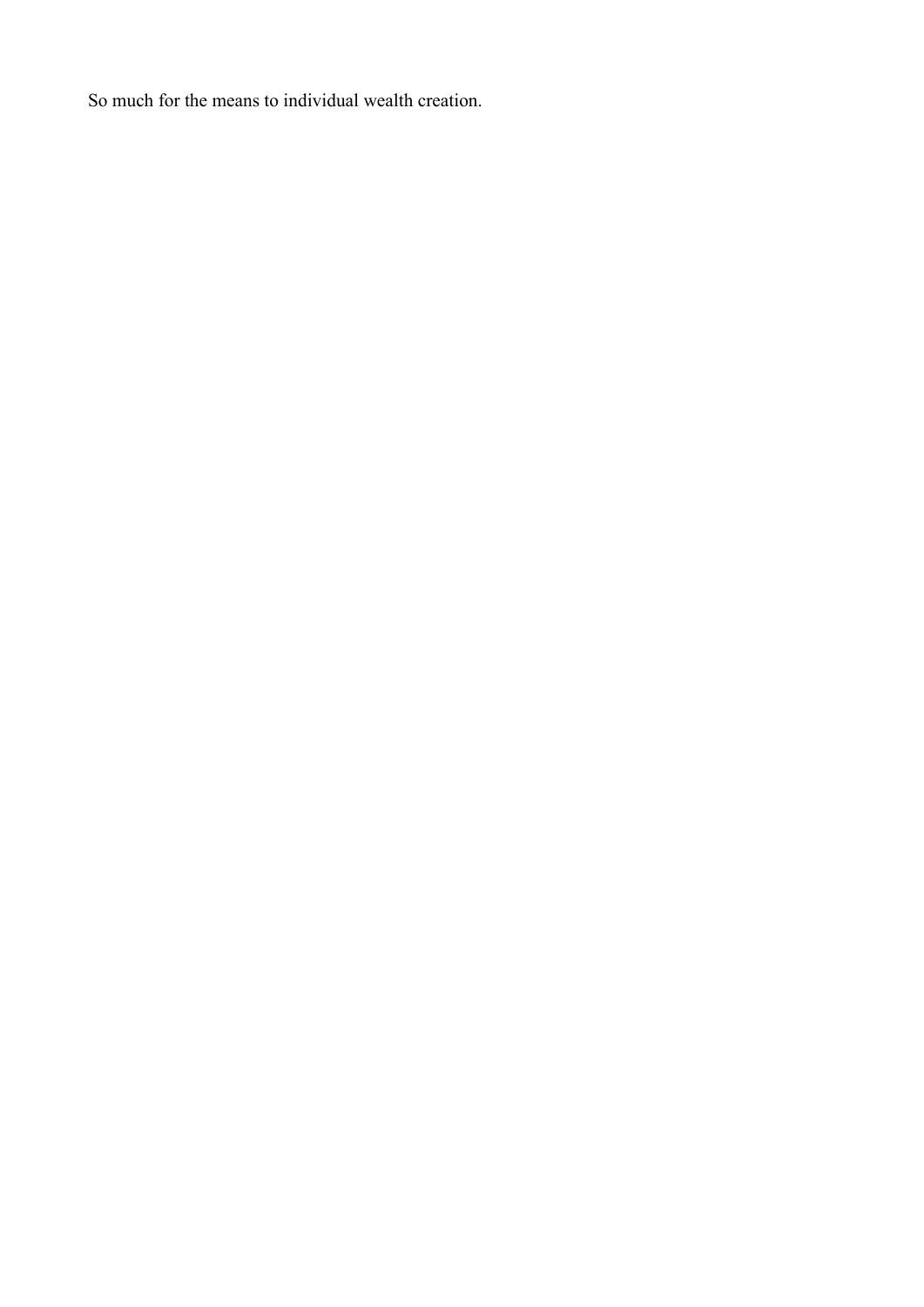So much for the means to individual wealth creation.